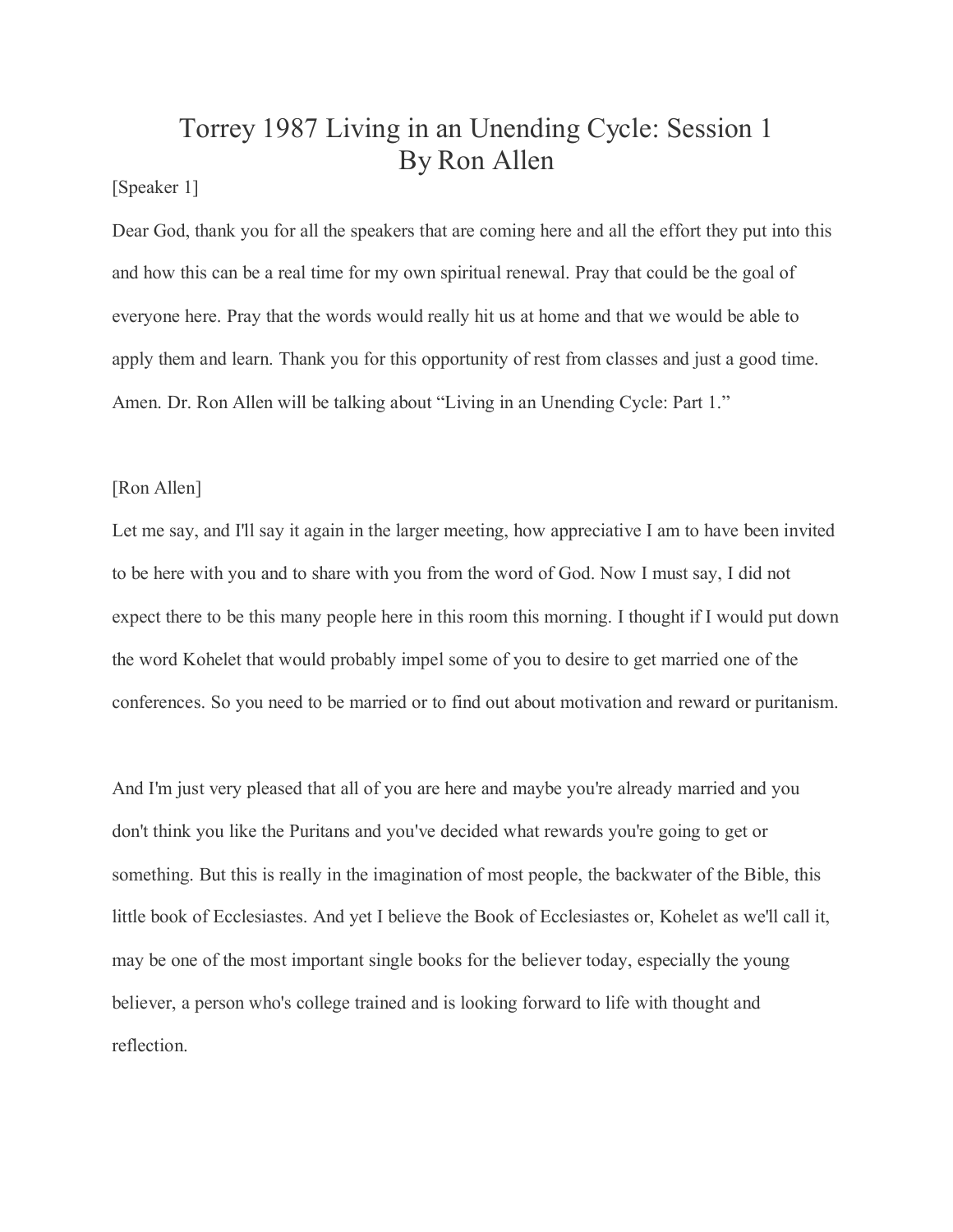# Torrey 1987 Living in an Unending Cycle: Session 1
# By Ron Allen

[Speaker 1]

Dear God, thank you for all the speakers that are coming here and all the effort they put into this and how this can be a real time for my own spiritual renewal. Pray that could be the goal of everyone here. Pray that the words would really hit us at home and that we would be able to apply them and learn. Thank you for this opportunity of rest from classes and just a good time. Amen. Dr. Ron Allen will be talking about "Living in an Unending Cycle: Part 1."

[Ron Allen]

Let me say, and I'll say it again in the larger meeting, how appreciative I am to have been invited to be here with you and to share with you from the word of God. Now I must say, I did not expect there to be this many people here in this room this morning. I thought if I would put down the word Kohelet that would probably impel some of you to desire to get married one of the conferences. So you need to be married or to find out about motivation and reward or puritanism.

And I'm just very pleased that all of you are here and maybe you're already married and you don't think you like the Puritans and you've decided what rewards you're going to get or something. But this is really in the imagination of most people, the backwater of the Bible, this little book of Ecclesiastes. And yet I believe the Book of Ecclesiastes or, Kohelet as we'll call it, may be one of the most important single books for the believer today, especially the young believer, a person who's college trained and is looking forward to life with thought and reflection.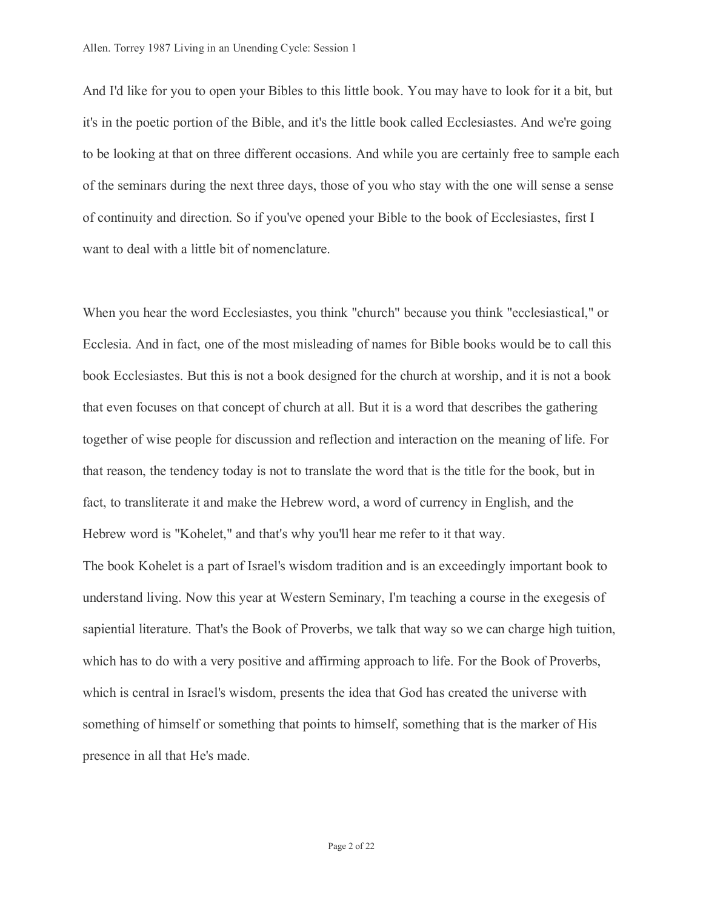And I'd like for you to open your Bibles to this little book. You may have to look for it a bit, but it's in the poetic portion of the Bible, and it's the little book called Ecclesiastes. And we're going to be looking at that on three different occasions. And while you are certainly free to sample each of the seminars during the next three days, those of you who stay with the one will sense a sense of continuity and direction. So if you've opened your Bible to the book of Ecclesiastes, first I want to deal with a little bit of nomenclature.

When you hear the word Ecclesiastes, you think "church" because you think "ecclesiastical," or Ecclesia. And in fact, one of the most misleading of names for Bible books would be to call this book Ecclesiastes. But this is not a book designed for the church at worship, and it is not a book that even focuses on that concept of church at all. But it is a word that describes the gathering together of wise people for discussion and reflection and interaction on the meaning of life. For that reason, the tendency today is not to translate the word that is the title for the book, but in fact, to transliterate it and make the Hebrew word, a word of currency in English, and the Hebrew word is "Kohelet," and that's why you'll hear me refer to it that way.

The book Kohelet is a part of Israel's wisdom tradition and is an exceedingly important book to understand living. Now this year at Western Seminary, I'm teaching a course in the exegesis of sapiential literature. That's the Book of Proverbs, we talk that way so we can charge high tuition, which has to do with a very positive and affirming approach to life. For the Book of Proverbs, which is central in Israel's wisdom, presents the idea that God has created the universe with something of himself or something that points to himself, something that is the marker of His presence in all that He's made.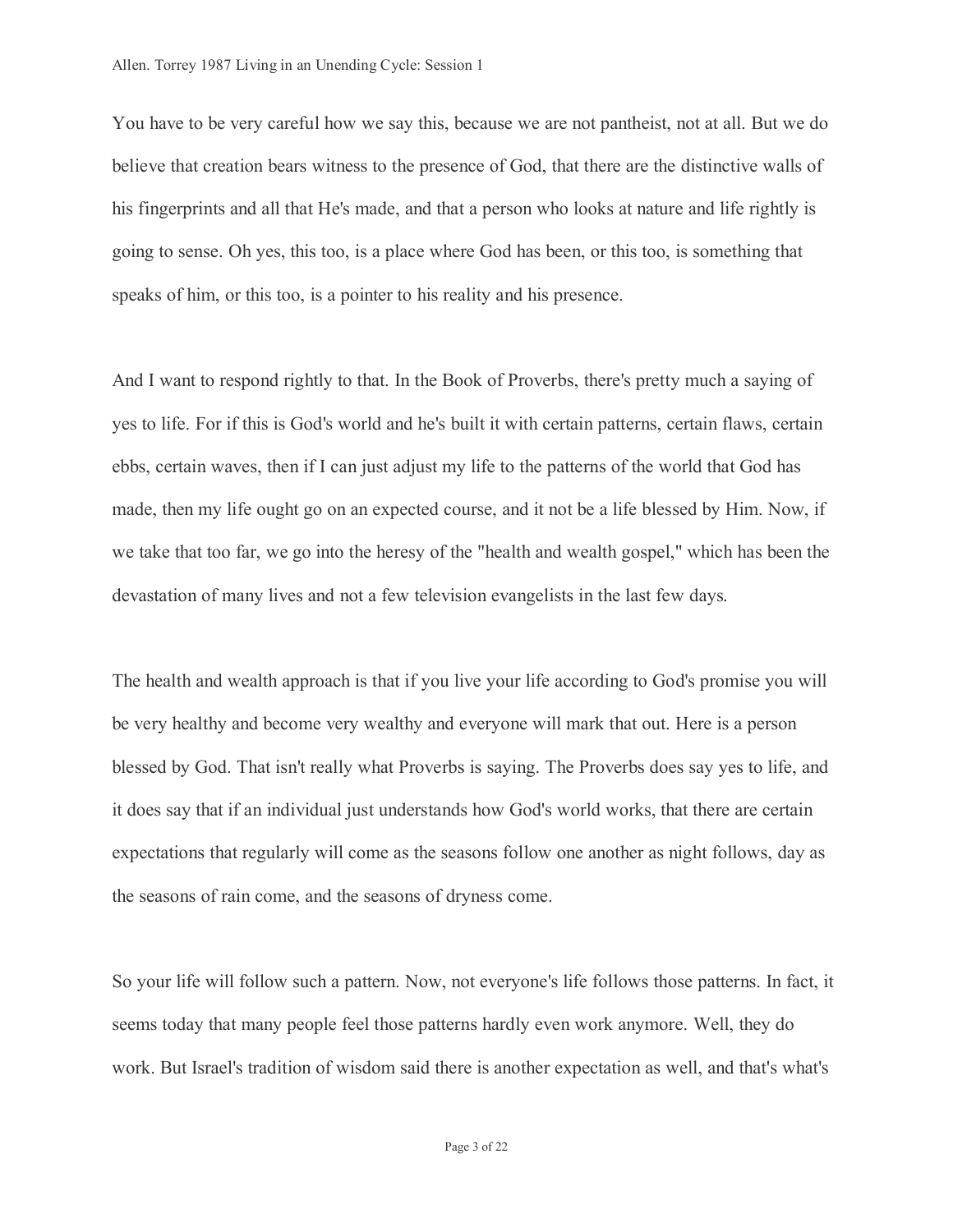You have to be very careful how we say this, because we are not pantheist, not at all. But we do believe that creation bears witness to the presence of God, that there are the distinctive walls of his fingerprints and all that He's made, and that a person who looks at nature and life rightly is going to sense. Oh yes, this too, is a place where God has been, or this too, is something that speaks of him, or this too, is a pointer to his reality and his presence.

And I want to respond rightly to that. In the Book of Proverbs, there's pretty much a saying of yes to life. For if this is God's world and he's built it with certain patterns, certain flaws, certain ebbs, certain waves, then if I can just adjust my life to the patterns of the world that God has made, then my life ought go on an expected course, and it not be a life blessed by Him. Now, if we take that too far, we go into the heresy of the "health and wealth gospel," which has been the devastation of many lives and not a few television evangelists in the last few days.

The health and wealth approach is that if you live your life according to God's promise you will be very healthy and become very wealthy and everyone will mark that out. Here is a person blessed by God. That isn't really what Proverbs is saying. The Proverbs does say yes to life, and it does say that if an individual just understands how God's world works, that there are certain expectations that regularly will come as the seasons follow one another as night follows, day as the seasons of rain come, and the seasons of dryness come.

So your life will follow such a pattern. Now, not everyone's life follows those patterns. In fact, it seems today that many people feel those patterns hardly even work anymore. Well, they do work. But Israel's tradition of wisdom said there is another expectation as well, and that's what's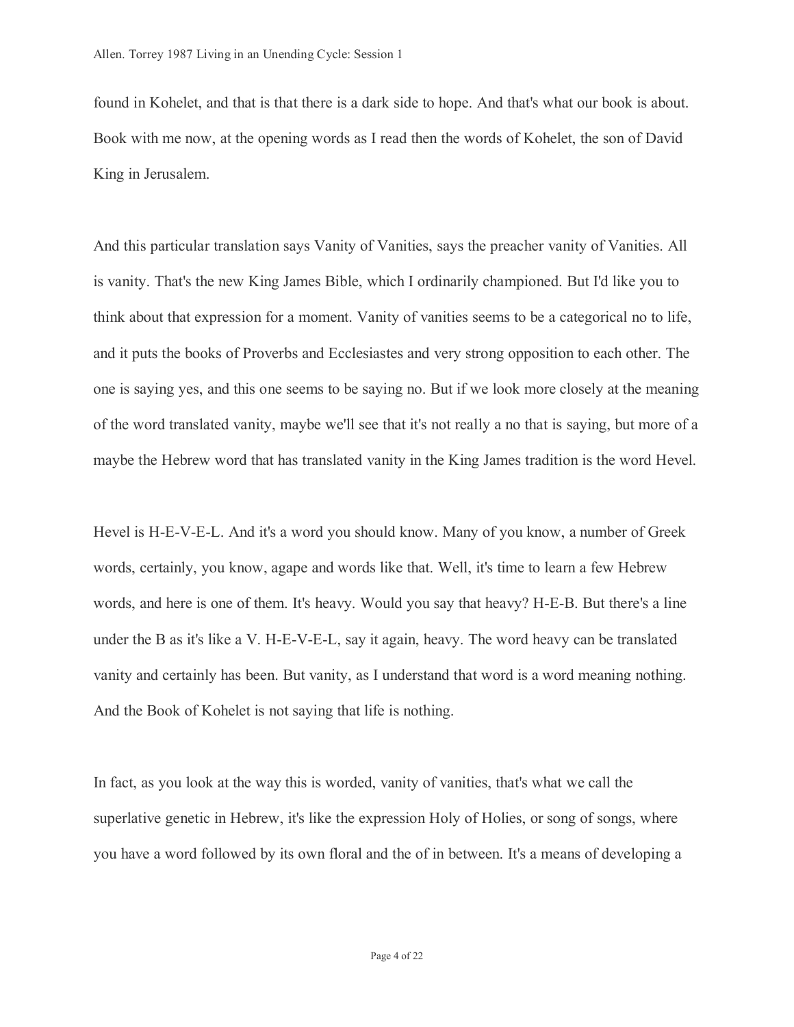found in Kohelet, and that is that there is a dark side to hope. And that's what our book is about. Book with me now, at the opening words as I read then the words of Kohelet, the son of David King in Jerusalem.

And this particular translation says Vanity of Vanities, says the preacher vanity of Vanities. All is vanity. That's the new King James Bible, which I ordinarily championed. But I'd like you to think about that expression for a moment. Vanity of vanities seems to be a categorical no to life, and it puts the books of Proverbs and Ecclesiastes and very strong opposition to each other. The one is saying yes, and this one seems to be saying no. But if we look more closely at the meaning of the word translated vanity, maybe we'll see that it's not really a no that is saying, but more of a maybe the Hebrew word that has translated vanity in the King James tradition is the word Hevel.

Hevel is H-E-V-E-L. And it's a word you should know. Many of you know, a number of Greek words, certainly, you know, agape and words like that. Well, it's time to learn a few Hebrew words, and here is one of them. It's heavy. Would you say that heavy? H-E-B. But there's a line under the B as it's like a V. H-E-V-E-L, say it again, heavy. The word heavy can be translated vanity and certainly has been. But vanity, as I understand that word is a word meaning nothing. And the Book of Kohelet is not saying that life is nothing.

In fact, as you look at the way this is worded, vanity of vanities, that's what we call the superlative genetic in Hebrew, it's like the expression Holy of Holies, or song of songs, where you have a word followed by its own floral and the of in between. It's a means of developing a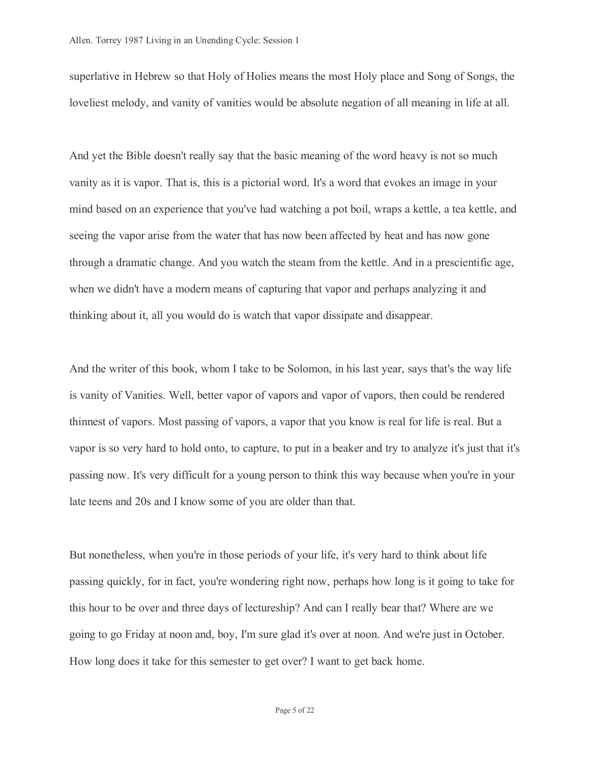superlative in Hebrew so that Holy of Holies means the most Holy place and Song of Songs, the loveliest melody, and vanity of vanities would be absolute negation of all meaning in life at all.

And yet the Bible doesn't really say that the basic meaning of the word heavy is not so much vanity as it is vapor. That is, this is a pictorial word. It's a word that evokes an image in your mind based on an experience that you've had watching a pot boil, wraps a kettle, a tea kettle, and seeing the vapor arise from the water that has now been affected by heat and has now gone through a dramatic change. And you watch the steam from the kettle. And in a prescientific age, when we didn't have a modern means of capturing that vapor and perhaps analyzing it and thinking about it, all you would do is watch that vapor dissipate and disappear.

And the writer of this book, whom I take to be Solomon, in his last year, says that's the way life is vanity of Vanities. Well, better vapor of vapors and vapor of vapors, then could be rendered thinnest of vapors. Most passing of vapors, a vapor that you know is real for life is real. But a vapor is so very hard to hold onto, to capture, to put in a beaker and try to analyze it's just that it's passing now. It's very difficult for a young person to think this way because when you're in your late teens and 20s and I know some of you are older than that.

But nonetheless, when you're in those periods of your life, it's very hard to think about life passing quickly, for in fact, you're wondering right now, perhaps how long is it going to take for this hour to be over and three days of lectureship? And can I really bear that? Where are we going to go Friday at noon and, boy, I'm sure glad it's over at noon. And we're just in October. How long does it take for this semester to get over? I want to get back home.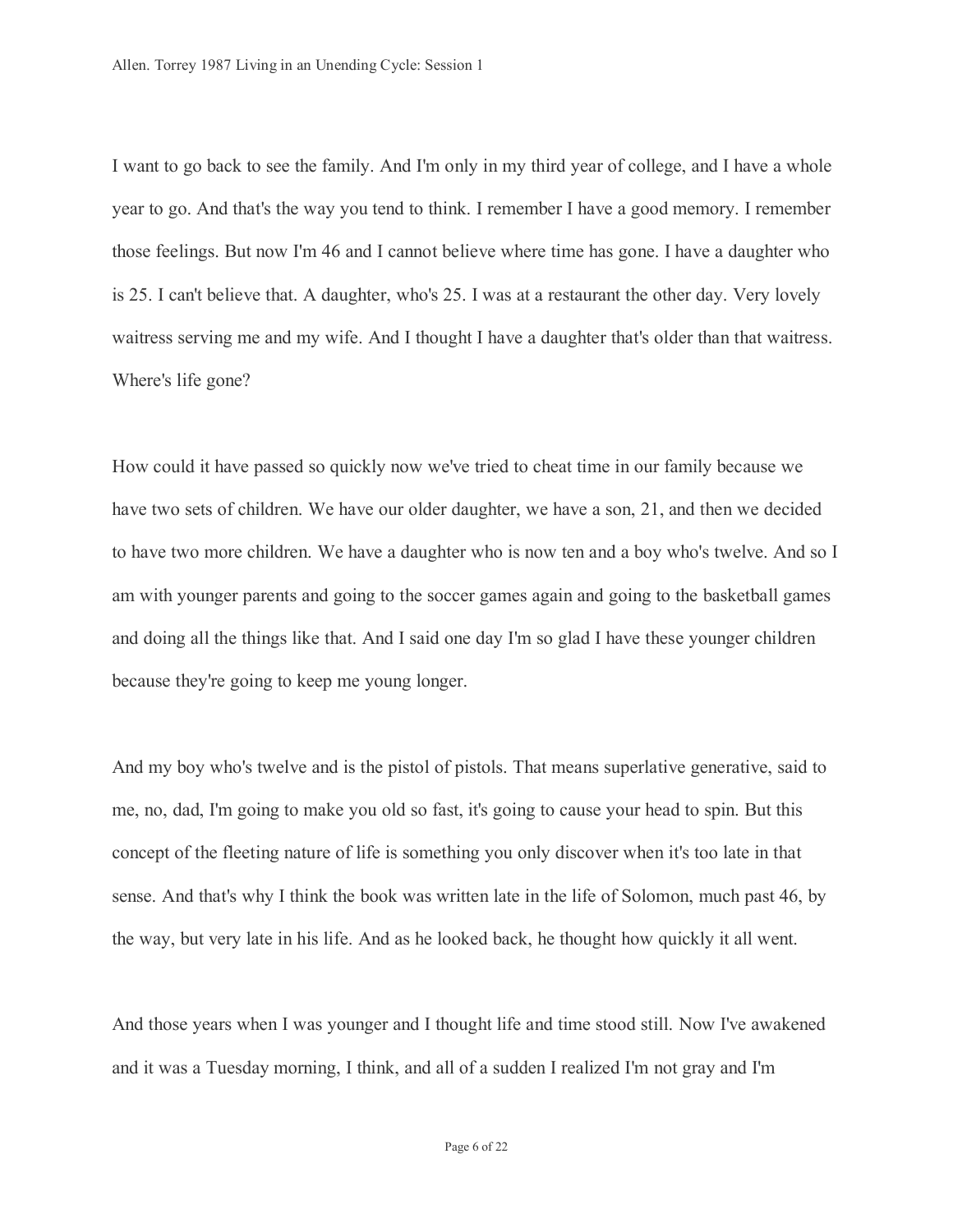I want to go back to see the family. And I'm only in my third year of college, and I have a whole year to go. And that's the way you tend to think. I remember I have a good memory. I remember those feelings. But now I'm 46 and I cannot believe where time has gone. I have a daughter who is 25. I can't believe that. A daughter, who's 25. I was at a restaurant the other day. Very lovely waitress serving me and my wife. And I thought I have a daughter that's older than that waitress. Where's life gone?

How could it have passed so quickly now we've tried to cheat time in our family because we have two sets of children. We have our older daughter, we have a son, 21, and then we decided to have two more children. We have a daughter who is now ten and a boy who's twelve. And so I am with younger parents and going to the soccer games again and going to the basketball games and doing all the things like that. And I said one day I'm so glad I have these younger children because they're going to keep me young longer.

And my boy who's twelve and is the pistol of pistols. That means superlative generative, said to me, no, dad, I'm going to make you old so fast, it's going to cause your head to spin. But this concept of the fleeting nature of life is something you only discover when it's too late in that sense. And that's why I think the book was written late in the life of Solomon, much past 46, by the way, but very late in his life. And as he looked back, he thought how quickly it all went.

And those years when I was younger and I thought life and time stood still. Now I've awakened and it was a Tuesday morning, I think, and all of a sudden I realized I'm not gray and I'm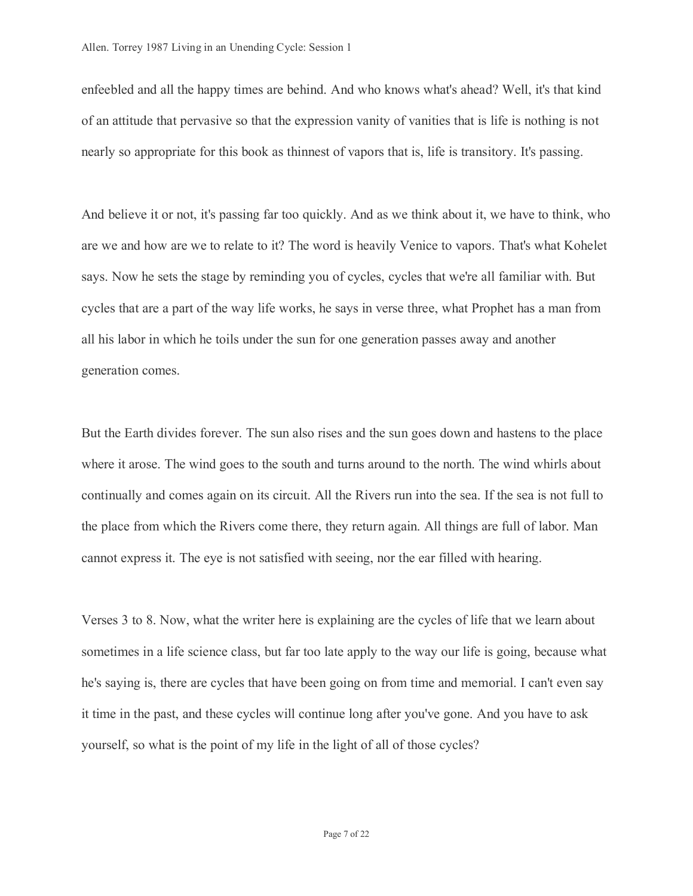enfeebled and all the happy times are behind. And who knows what's ahead? Well, it's that kind of an attitude that pervasive so that the expression vanity of vanities that is life is nothing is not nearly so appropriate for this book as thinnest of vapors that is, life is transitory. It's passing.

And believe it or not, it's passing far too quickly. And as we think about it, we have to think, who are we and how are we to relate to it? The word is heavily Venice to vapors. That's what Kohelet says. Now he sets the stage by reminding you of cycles, cycles that we're all familiar with. But cycles that are a part of the way life works, he says in verse three, what Prophet has a man from all his labor in which he toils under the sun for one generation passes away and another generation comes.

But the Earth divides forever. The sun also rises and the sun goes down and hastens to the place where it arose. The wind goes to the south and turns around to the north. The wind whirls about continually and comes again on its circuit. All the Rivers run into the sea. If the sea is not full to the place from which the Rivers come there, they return again. All things are full of labor. Man cannot express it. The eye is not satisfied with seeing, nor the ear filled with hearing.

Verses 3 to 8. Now, what the writer here is explaining are the cycles of life that we learn about sometimes in a life science class, but far too late apply to the way our life is going, because what he's saying is, there are cycles that have been going on from time and memorial. I can't even say it time in the past, and these cycles will continue long after you've gone. And you have to ask yourself, so what is the point of my life in the light of all of those cycles?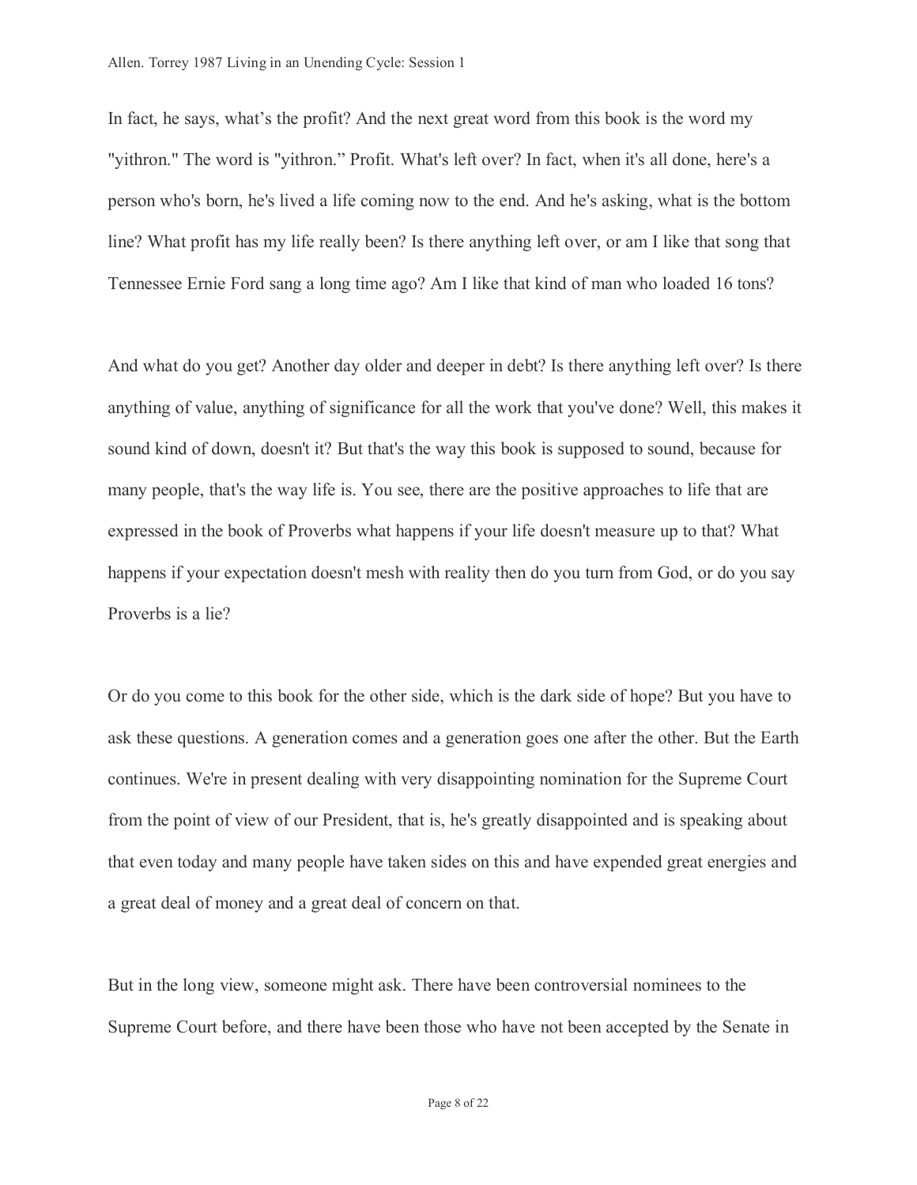In fact, he says, what’s the profit? And the next great word from this book is the word my "yithron." The word is "yithron.” Profit. What's left over? In fact, when it's all done, here's a person who's born, he's lived a life coming now to the end. And he's asking, what is the bottom line? What profit has my life really been? Is there anything left over, or am I like that song that Tennessee Ernie Ford sang a long time ago? Am I like that kind of man who loaded 16 tons?

And what do you get? Another day older and deeper in debt? Is there anything left over? Is there anything of value, anything of significance for all the work that you've done? Well, this makes it sound kind of down, doesn't it? But that's the way this book is supposed to sound, because for many people, that's the way life is. You see, there are the positive approaches to life that are expressed in the book of Proverbs what happens if your life doesn't measure up to that? What happens if your expectation doesn't mesh with reality then do you turn from God, or do you say Proverbs is a lie?

Or do you come to this book for the other side, which is the dark side of hope? But you have to ask these questions. A generation comes and a generation goes one after the other. But the Earth continues. We're in present dealing with very disappointing nomination for the Supreme Court from the point of view of our President, that is, he's greatly disappointed and is speaking about that even today and many people have taken sides on this and have expended great energies and a great deal of money and a great deal of concern on that.

But in the long view, someone might ask. There have been controversial nominees to the Supreme Court before, and there have been those who have not been accepted by the Senate in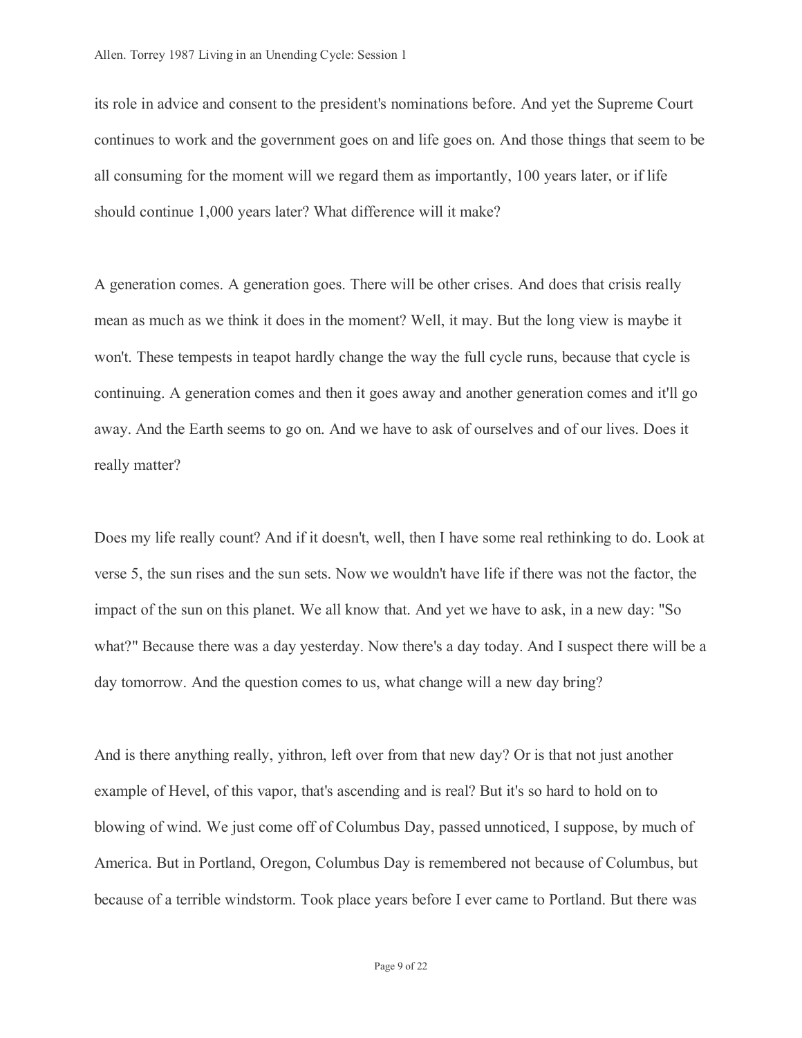its role in advice and consent to the president's nominations before. And yet the Supreme Court continues to work and the government goes on and life goes on. And those things that seem to be all consuming for the moment will we regard them as importantly, 100 years later, or if life should continue 1,000 years later? What difference will it make?

A generation comes. A generation goes. There will be other crises. And does that crisis really mean as much as we think it does in the moment? Well, it may. But the long view is maybe it won't. These tempests in teapot hardly change the way the full cycle runs, because that cycle is continuing. A generation comes and then it goes away and another generation comes and it'll go away. And the Earth seems to go on. And we have to ask of ourselves and of our lives. Does it really matter?

Does my life really count? And if it doesn't, well, then I have some real rethinking to do. Look at verse 5, the sun rises and the sun sets. Now we wouldn't have life if there was not the factor, the impact of the sun on this planet. We all know that. And yet we have to ask, in a new day: "So what?" Because there was a day yesterday. Now there's a day today. And I suspect there will be a day tomorrow. And the question comes to us, what change will a new day bring?

And is there anything really, yithron, left over from that new day? Or is that not just another example of Hevel, of this vapor, that's ascending and is real? But it's so hard to hold on to blowing of wind. We just come off of Columbus Day, passed unnoticed, I suppose, by much of America. But in Portland, Oregon, Columbus Day is remembered not because of Columbus, but because of a terrible windstorm. Took place years before I ever came to Portland. But there was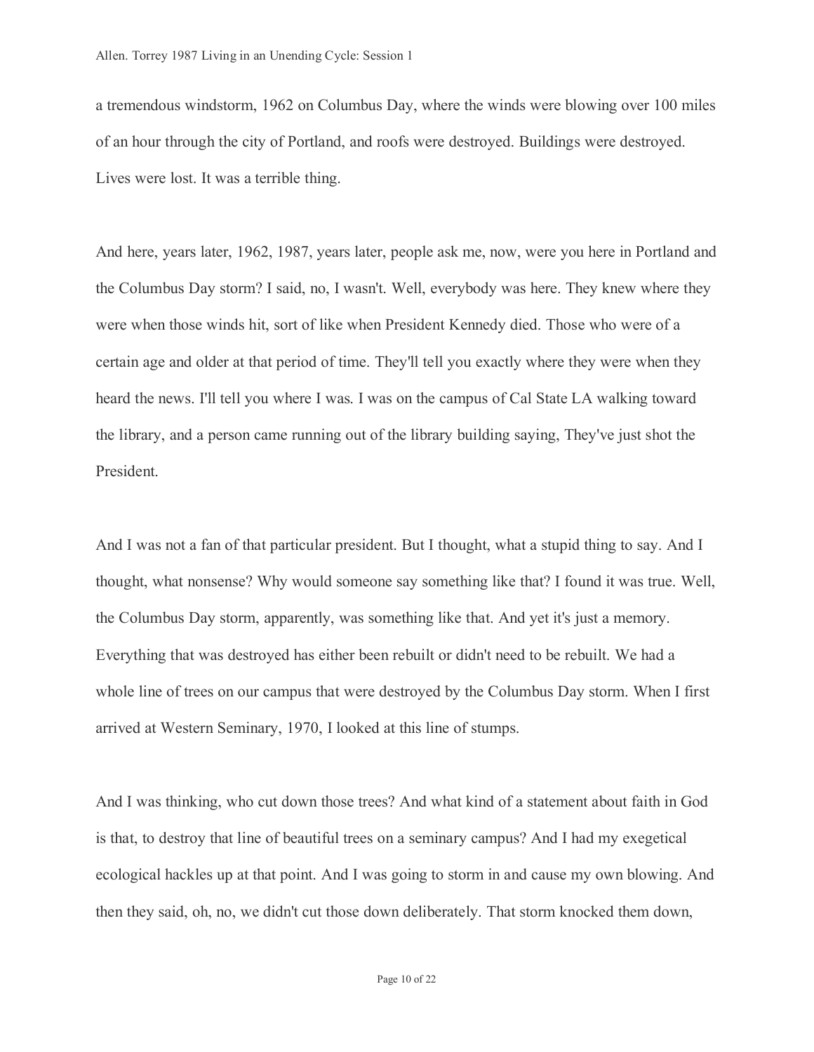a tremendous windstorm, 1962 on Columbus Day, where the winds were blowing over 100 miles of an hour through the city of Portland, and roofs were destroyed. Buildings were destroyed. Lives were lost. It was a terrible thing.

And here, years later, 1962, 1987, years later, people ask me, now, were you here in Portland and the Columbus Day storm? I said, no, I wasn't. Well, everybody was here. They knew where they were when those winds hit, sort of like when President Kennedy died. Those who were of a certain age and older at that period of time. They'll tell you exactly where they were when they heard the news. I'll tell you where I was. I was on the campus of Cal State LA walking toward the library, and a person came running out of the library building saying, They've just shot the President.

And I was not a fan of that particular president. But I thought, what a stupid thing to say. And I thought, what nonsense? Why would someone say something like that? I found it was true. Well, the Columbus Day storm, apparently, was something like that. And yet it's just a memory. Everything that was destroyed has either been rebuilt or didn't need to be rebuilt. We had a whole line of trees on our campus that were destroyed by the Columbus Day storm. When I first arrived at Western Seminary, 1970, I looked at this line of stumps.

And I was thinking, who cut down those trees? And what kind of a statement about faith in God is that, to destroy that line of beautiful trees on a seminary campus? And I had my exegetical ecological hackles up at that point. And I was going to storm in and cause my own blowing. And then they said, oh, no, we didn't cut those down deliberately. That storm knocked them down,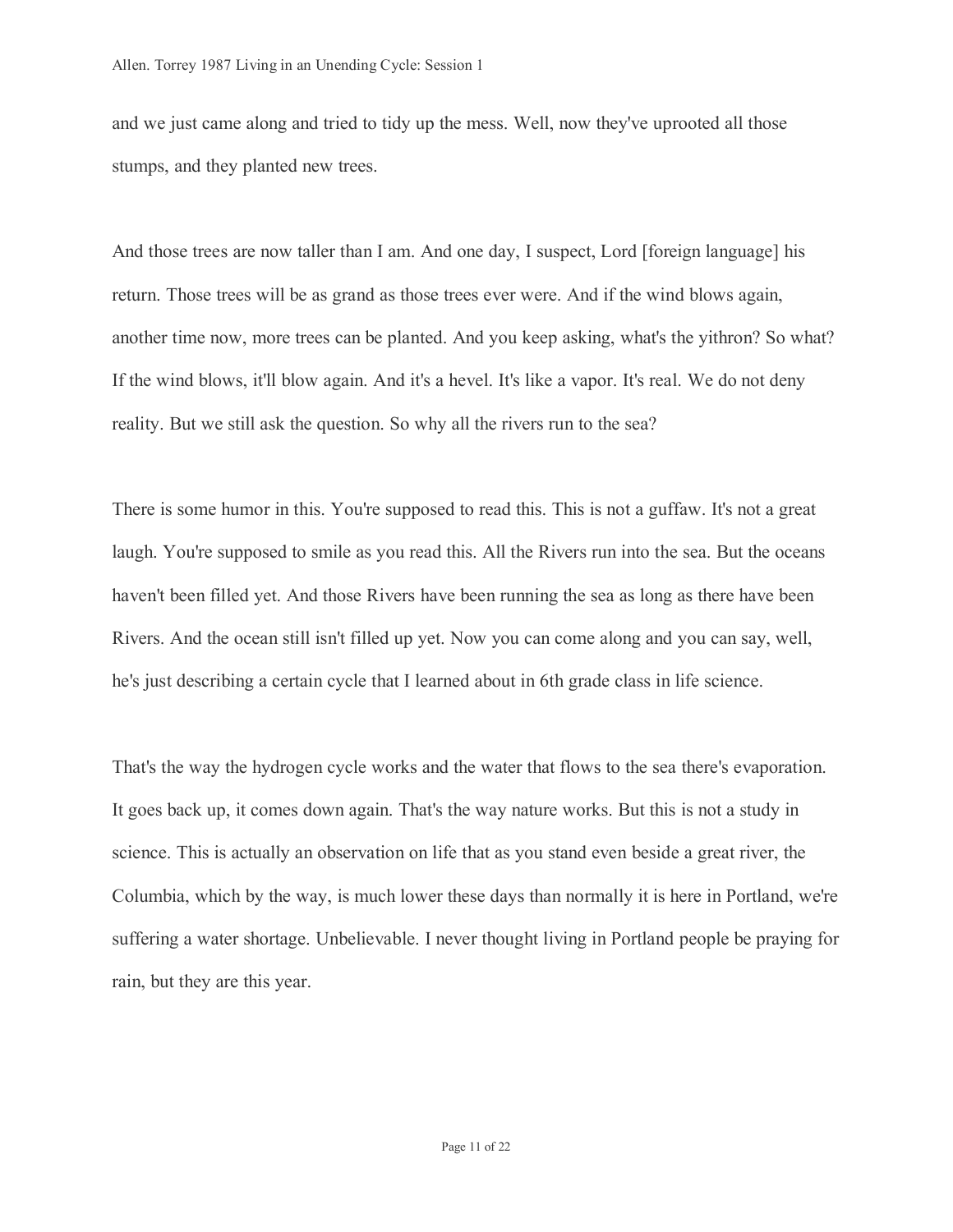and we just came along and tried to tidy up the mess. Well, now they've uprooted all those stumps, and they planted new trees.

And those trees are now taller than I am. And one day, I suspect, Lord [foreign language] his return. Those trees will be as grand as those trees ever were. And if the wind blows again, another time now, more trees can be planted. And you keep asking, what's the yithron? So what? If the wind blows, it'll blow again. And it's a hevel. It's like a vapor. It's real. We do not deny reality. But we still ask the question. So why all the rivers run to the sea?

There is some humor in this. You're supposed to read this. This is not a guffaw. It's not a great laugh. You're supposed to smile as you read this. All the Rivers run into the sea. But the oceans haven't been filled yet. And those Rivers have been running the sea as long as there have been Rivers. And the ocean still isn't filled up yet. Now you can come along and you can say, well, he's just describing a certain cycle that I learned about in 6th grade class in life science.

That's the way the hydrogen cycle works and the water that flows to the sea there's evaporation. It goes back up, it comes down again. That's the way nature works. But this is not a study in science. This is actually an observation on life that as you stand even beside a great river, the Columbia, which by the way, is much lower these days than normally it is here in Portland, we're suffering a water shortage. Unbelievable. I never thought living in Portland people be praying for rain, but they are this year.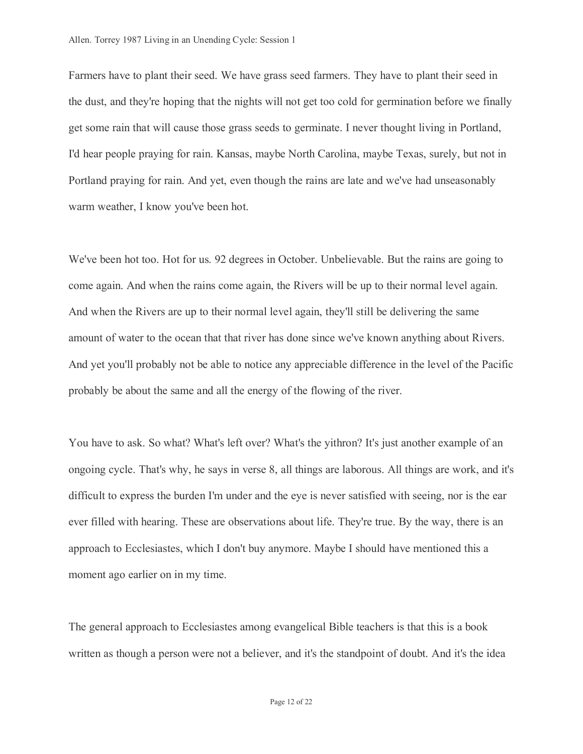Farmers have to plant their seed. We have grass seed farmers. They have to plant their seed in the dust, and they're hoping that the nights will not get too cold for germination before we finally get some rain that will cause those grass seeds to germinate. I never thought living in Portland, I'd hear people praying for rain. Kansas, maybe North Carolina, maybe Texas, surely, but not in Portland praying for rain. And yet, even though the rains are late and we've had unseasonably warm weather, I know you've been hot.

We've been hot too. Hot for us. 92 degrees in October. Unbelievable. But the rains are going to come again. And when the rains come again, the Rivers will be up to their normal level again. And when the Rivers are up to their normal level again, they'll still be delivering the same amount of water to the ocean that that river has done since we've known anything about Rivers. And yet you'll probably not be able to notice any appreciable difference in the level of the Pacific probably be about the same and all the energy of the flowing of the river.

You have to ask. So what? What's left over? What's the yithron? It's just another example of an ongoing cycle. That's why, he says in verse 8, all things are laborous. All things are work, and it's difficult to express the burden I'm under and the eye is never satisfied with seeing, nor is the ear ever filled with hearing. These are observations about life. They're true. By the way, there is an approach to Ecclesiastes, which I don't buy anymore. Maybe I should have mentioned this a moment ago earlier on in my time.

The general approach to Ecclesiastes among evangelical Bible teachers is that this is a book written as though a person were not a believer, and it's the standpoint of doubt. And it's the idea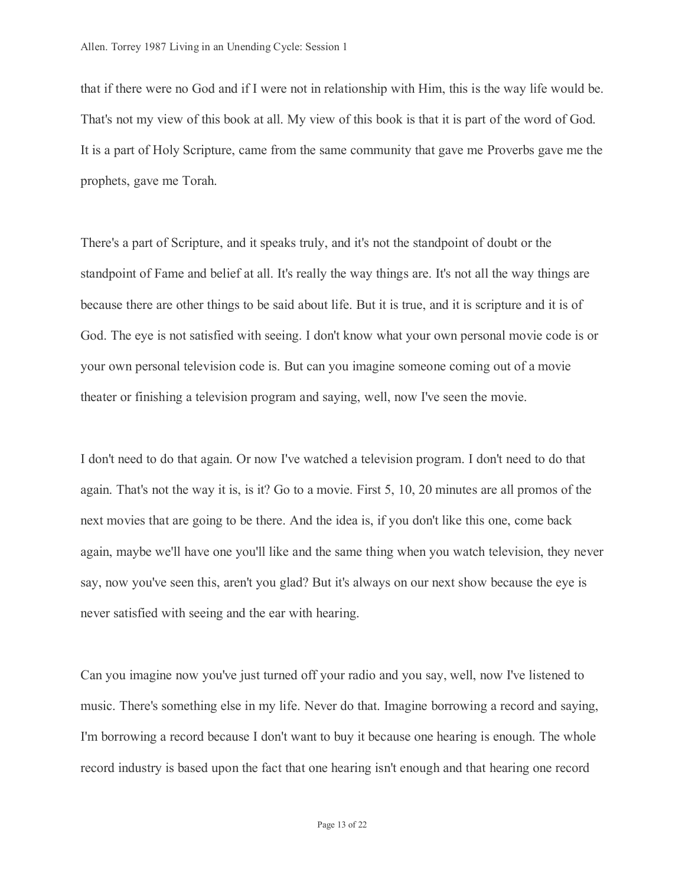that if there were no God and if I were not in relationship with Him, this is the way life would be. That's not my view of this book at all. My view of this book is that it is part of the word of God. It is a part of Holy Scripture, came from the same community that gave me Proverbs gave me the prophets, gave me Torah.

There's a part of Scripture, and it speaks truly, and it's not the standpoint of doubt or the standpoint of Fame and belief at all. It's really the way things are. It's not all the way things are because there are other things to be said about life. But it is true, and it is scripture and it is of God. The eye is not satisfied with seeing. I don't know what your own personal movie code is or your own personal television code is. But can you imagine someone coming out of a movie theater or finishing a television program and saying, well, now I've seen the movie.

I don't need to do that again. Or now I've watched a television program. I don't need to do that again. That's not the way it is, is it? Go to a movie. First 5, 10, 20 minutes are all promos of the next movies that are going to be there. And the idea is, if you don't like this one, come back again, maybe we'll have one you'll like and the same thing when you watch television, they never say, now you've seen this, aren't you glad? But it's always on our next show because the eye is never satisfied with seeing and the ear with hearing.

Can you imagine now you've just turned off your radio and you say, well, now I've listened to music. There's something else in my life. Never do that. Imagine borrowing a record and saying, I'm borrowing a record because I don't want to buy it because one hearing is enough. The whole record industry is based upon the fact that one hearing isn't enough and that hearing one record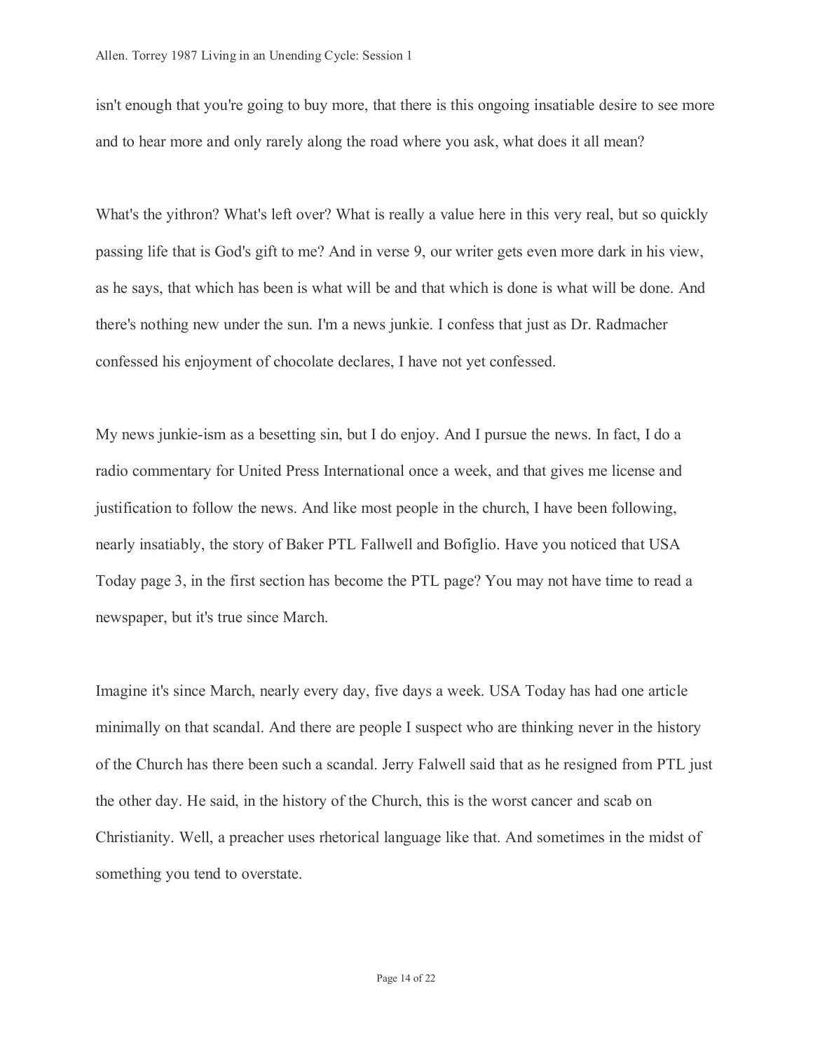isn't enough that you're going to buy more, that there is this ongoing insatiable desire to see more and to hear more and only rarely along the road where you ask, what does it all mean?

What's the yithron? What's left over? What is really a value here in this very real, but so quickly passing life that is God's gift to me? And in verse 9, our writer gets even more dark in his view, as he says, that which has been is what will be and that which is done is what will be done. And there's nothing new under the sun. I'm a news junkie. I confess that just as Dr. Radmacher confessed his enjoyment of chocolate declares, I have not yet confessed.

My news junkie-ism as a besetting sin, but I do enjoy. And I pursue the news. In fact, I do a radio commentary for United Press International once a week, and that gives me license and justification to follow the news. And like most people in the church, I have been following, nearly insatiably, the story of Baker PTL Fallwell and Bofiglio. Have you noticed that USA Today page 3, in the first section has become the PTL page? You may not have time to read a newspaper, but it's true since March.

Imagine it's since March, nearly every day, five days a week. USA Today has had one article minimally on that scandal. And there are people I suspect who are thinking never in the history of the Church has there been such a scandal. Jerry Falwell said that as he resigned from PTL just the other day. He said, in the history of the Church, this is the worst cancer and scab on Christianity. Well, a preacher uses rhetorical language like that. And sometimes in the midst of something you tend to overstate.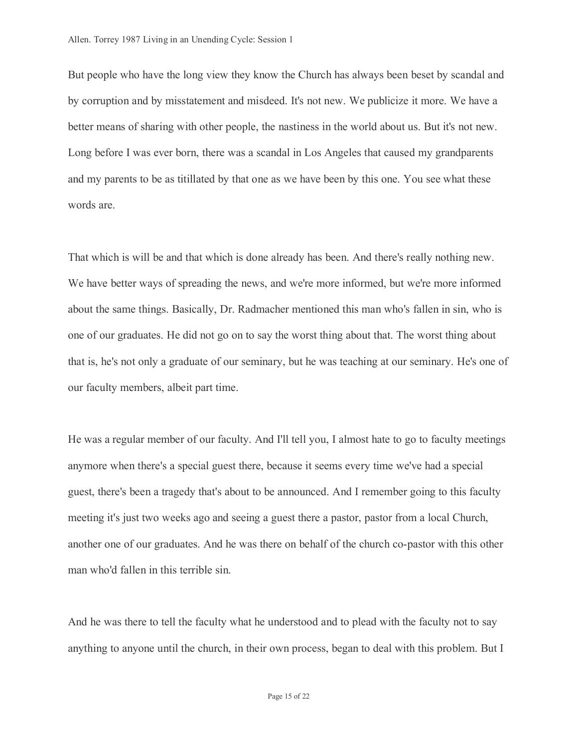But people who have the long view they know the Church has always been beset by scandal and by corruption and by misstatement and misdeed. It's not new. We publicize it more. We have a better means of sharing with other people, the nastiness in the world about us. But it's not new. Long before I was ever born, there was a scandal in Los Angeles that caused my grandparents and my parents to be as titillated by that one as we have been by this one. You see what these words are.

That which is will be and that which is done already has been. And there's really nothing new. We have better ways of spreading the news, and we're more informed, but we're more informed about the same things. Basically, Dr. Radmacher mentioned this man who's fallen in sin, who is one of our graduates. He did not go on to say the worst thing about that. The worst thing about that is, he's not only a graduate of our seminary, but he was teaching at our seminary. He's one of our faculty members, albeit part time.

He was a regular member of our faculty. And I'll tell you, I almost hate to go to faculty meetings anymore when there's a special guest there, because it seems every time we've had a special guest, there's been a tragedy that's about to be announced. And I remember going to this faculty meeting it's just two weeks ago and seeing a guest there a pastor, pastor from a local Church, another one of our graduates. And he was there on behalf of the church co-pastor with this other man who'd fallen in this terrible sin.

And he was there to tell the faculty what he understood and to plead with the faculty not to say anything to anyone until the church, in their own process, began to deal with this problem. But I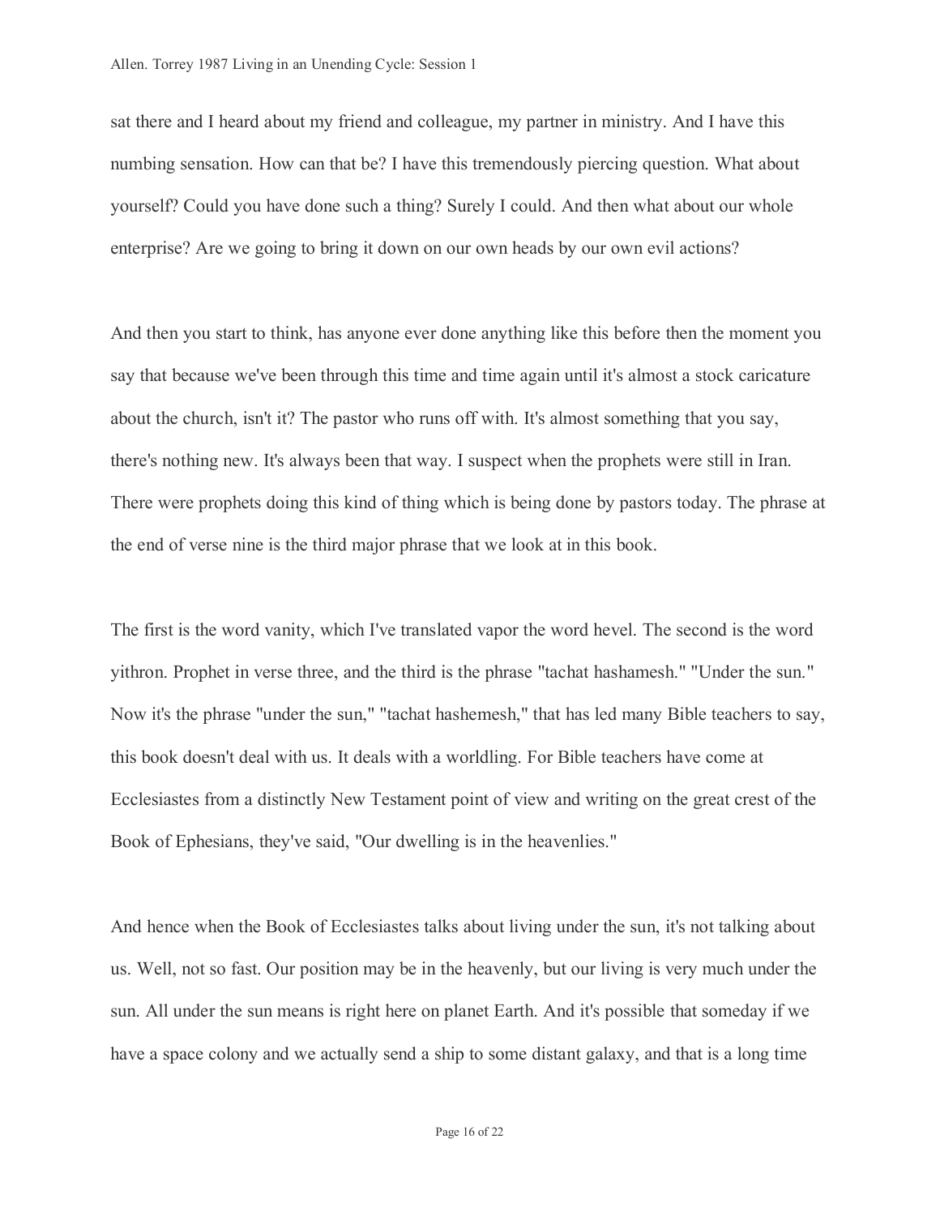sat there and I heard about my friend and colleague, my partner in ministry. And I have this numbing sensation. How can that be? I have this tremendously piercing question. What about yourself? Could you have done such a thing? Surely I could. And then what about our whole enterprise? Are we going to bring it down on our own heads by our own evil actions?

And then you start to think, has anyone ever done anything like this before then the moment you say that because we've been through this time and time again until it's almost a stock caricature about the church, isn't it? The pastor who runs off with. It's almost something that you say, there's nothing new. It's always been that way. I suspect when the prophets were still in Iran. There were prophets doing this kind of thing which is being done by pastors today. The phrase at the end of verse nine is the third major phrase that we look at in this book.

The first is the word vanity, which I've translated vapor the word hevel. The second is the word yithron. Prophet in verse three, and the third is the phrase "tachat hashamesh." "Under the sun." Now it's the phrase "under the sun," "tachat hashemesh," that has led many Bible teachers to say, this book doesn't deal with us. It deals with a worldling. For Bible teachers have come at Ecclesiastes from a distinctly New Testament point of view and writing on the great crest of the Book of Ephesians, they've said, "Our dwelling is in the heavenlies."

And hence when the Book of Ecclesiastes talks about living under the sun, it's not talking about us. Well, not so fast. Our position may be in the heavenly, but our living is very much under the sun. All under the sun means is right here on planet Earth. And it's possible that someday if we have a space colony and we actually send a ship to some distant galaxy, and that is a long time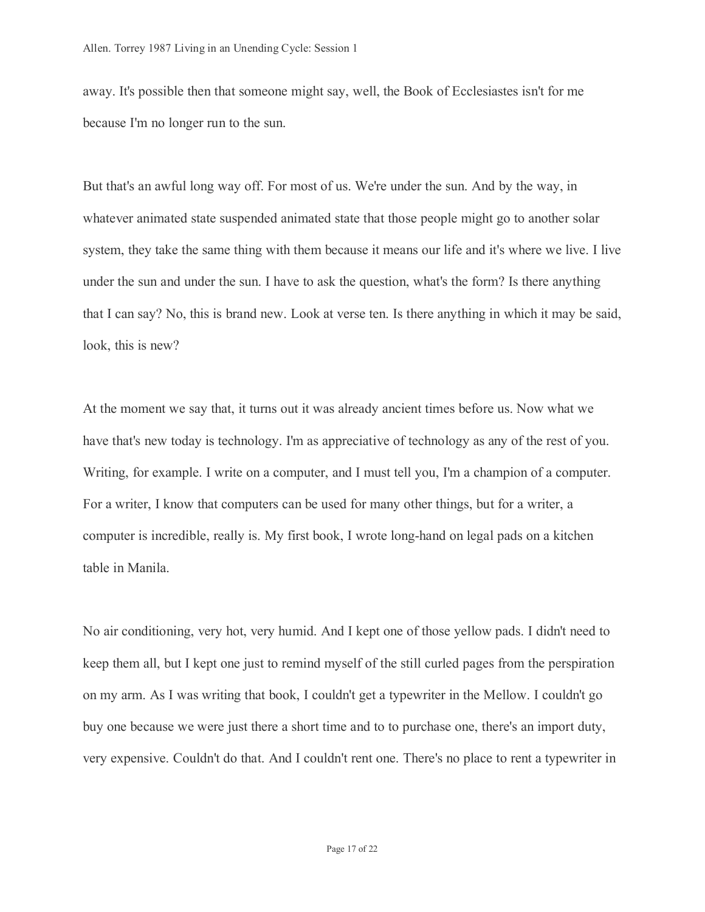away. It's possible then that someone might say, well, the Book of Ecclesiastes isn't for me because I'm no longer run to the sun.

But that's an awful long way off. For most of us. We're under the sun. And by the way, in whatever animated state suspended animated state that those people might go to another solar system, they take the same thing with them because it means our life and it's where we live. I live under the sun and under the sun. I have to ask the question, what's the form? Is there anything that I can say? No, this is brand new. Look at verse ten. Is there anything in which it may be said, look, this is new?

At the moment we say that, it turns out it was already ancient times before us. Now what we have that's new today is technology. I'm as appreciative of technology as any of the rest of you. Writing, for example. I write on a computer, and I must tell you, I'm a champion of a computer. For a writer, I know that computers can be used for many other things, but for a writer, a computer is incredible, really is. My first book, I wrote long-hand on legal pads on a kitchen table in Manila.

No air conditioning, very hot, very humid. And I kept one of those yellow pads. I didn't need to keep them all, but I kept one just to remind myself of the still curled pages from the perspiration on my arm. As I was writing that book, I couldn't get a typewriter in the Mellow. I couldn't go buy one because we were just there a short time and to to purchase one, there's an import duty, very expensive. Couldn't do that. And I couldn't rent one. There's no place to rent a typewriter in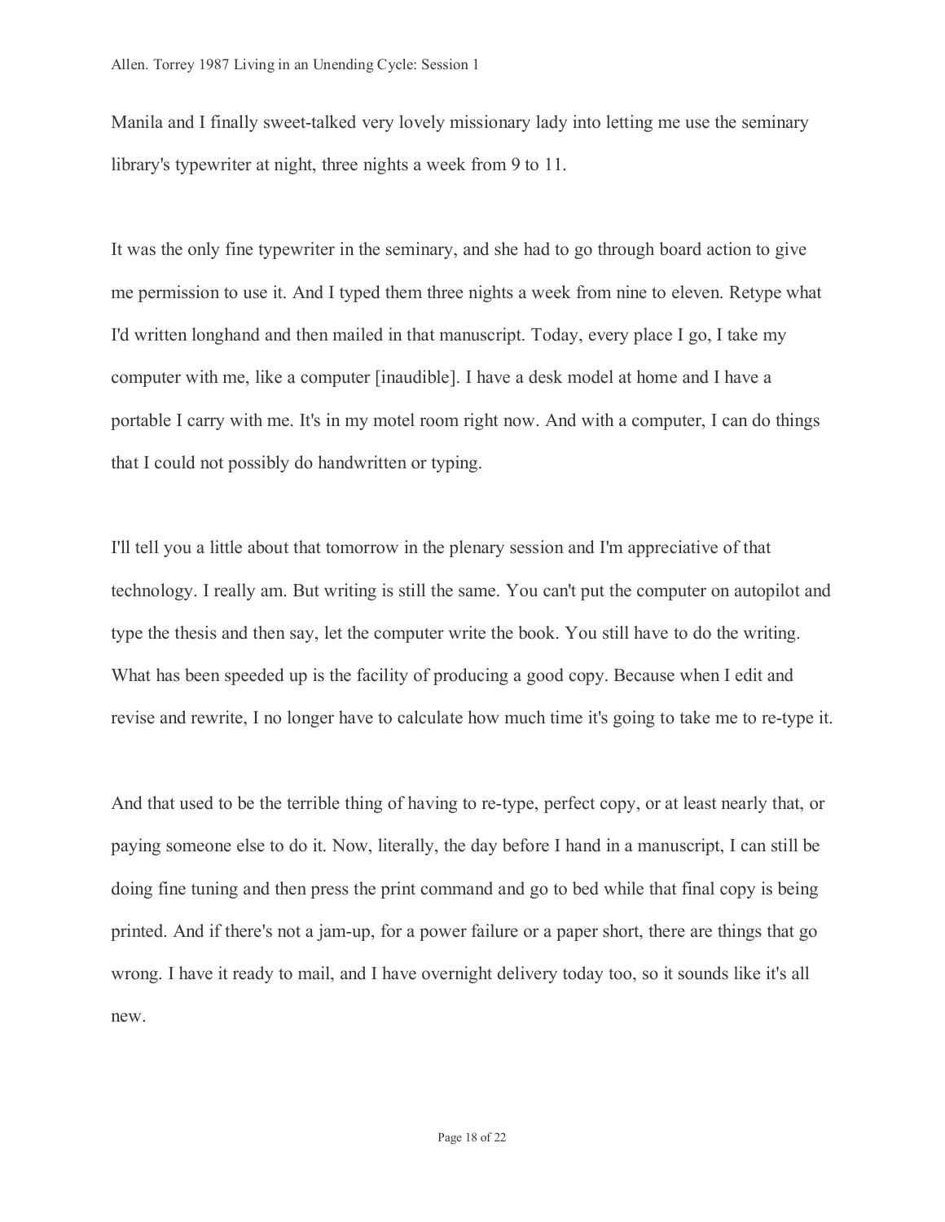Manila and I finally sweet-talked very lovely missionary lady into letting me use the seminary library's typewriter at night, three nights a week from 9 to 11.

It was the only fine typewriter in the seminary, and she had to go through board action to give me permission to use it. And I typed them three nights a week from nine to eleven. Retype what I'd written longhand and then mailed in that manuscript. Today, every place I go, I take my computer with me, like a computer [inaudible]. I have a desk model at home and I have a portable I carry with me. It's in my motel room right now. And with a computer, I can do things that I could not possibly do handwritten or typing.

I'll tell you a little about that tomorrow in the plenary session and I'm appreciative of that technology. I really am. But writing is still the same. You can't put the computer on autopilot and type the thesis and then say, let the computer write the book. You still have to do the writing. What has been speeded up is the facility of producing a good copy. Because when I edit and revise and rewrite, I no longer have to calculate how much time it's going to take me to re-type it.

And that used to be the terrible thing of having to re-type, perfect copy, or at least nearly that, or paying someone else to do it. Now, literally, the day before I hand in a manuscript, I can still be doing fine tuning and then press the print command and go to bed while that final copy is being printed. And if there's not a jam-up, for a power failure or a paper short, there are things that go wrong. I have it ready to mail, and I have overnight delivery today too, so it sounds like it's all new.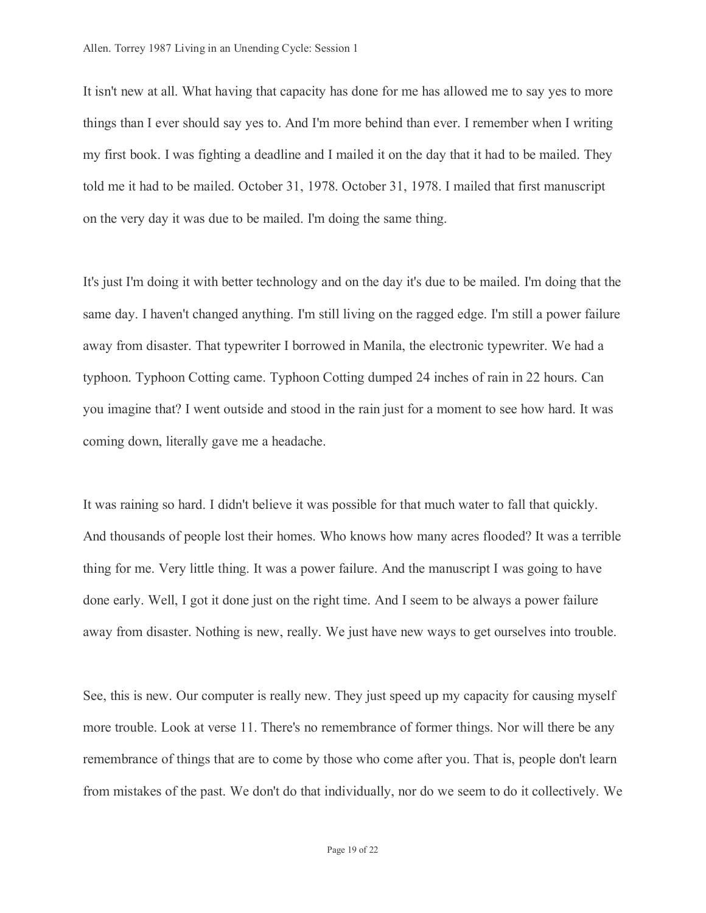It isn't new at all. What having that capacity has done for me has allowed me to say yes to more things than I ever should say yes to. And I'm more behind than ever. I remember when I writing my first book. I was fighting a deadline and I mailed it on the day that it had to be mailed. They told me it had to be mailed. October 31, 1978. October 31, 1978. I mailed that first manuscript on the very day it was due to be mailed. I'm doing the same thing.

It's just I'm doing it with better technology and on the day it's due to be mailed. I'm doing that the same day. I haven't changed anything. I'm still living on the ragged edge. I'm still a power failure away from disaster. That typewriter I borrowed in Manila, the electronic typewriter. We had a typhoon. Typhoon Cotting came. Typhoon Cotting dumped 24 inches of rain in 22 hours. Can you imagine that? I went outside and stood in the rain just for a moment to see how hard. It was coming down, literally gave me a headache.

It was raining so hard. I didn't believe it was possible for that much water to fall that quickly. And thousands of people lost their homes. Who knows how many acres flooded? It was a terrible thing for me. Very little thing. It was a power failure. And the manuscript I was going to have done early. Well, I got it done just on the right time. And I seem to be always a power failure away from disaster. Nothing is new, really. We just have new ways to get ourselves into trouble.

See, this is new. Our computer is really new. They just speed up my capacity for causing myself more trouble. Look at verse 11. There's no remembrance of former things. Nor will there be any remembrance of things that are to come by those who come after you. That is, people don't learn from mistakes of the past. We don't do that individually, nor do we seem to do it collectively. We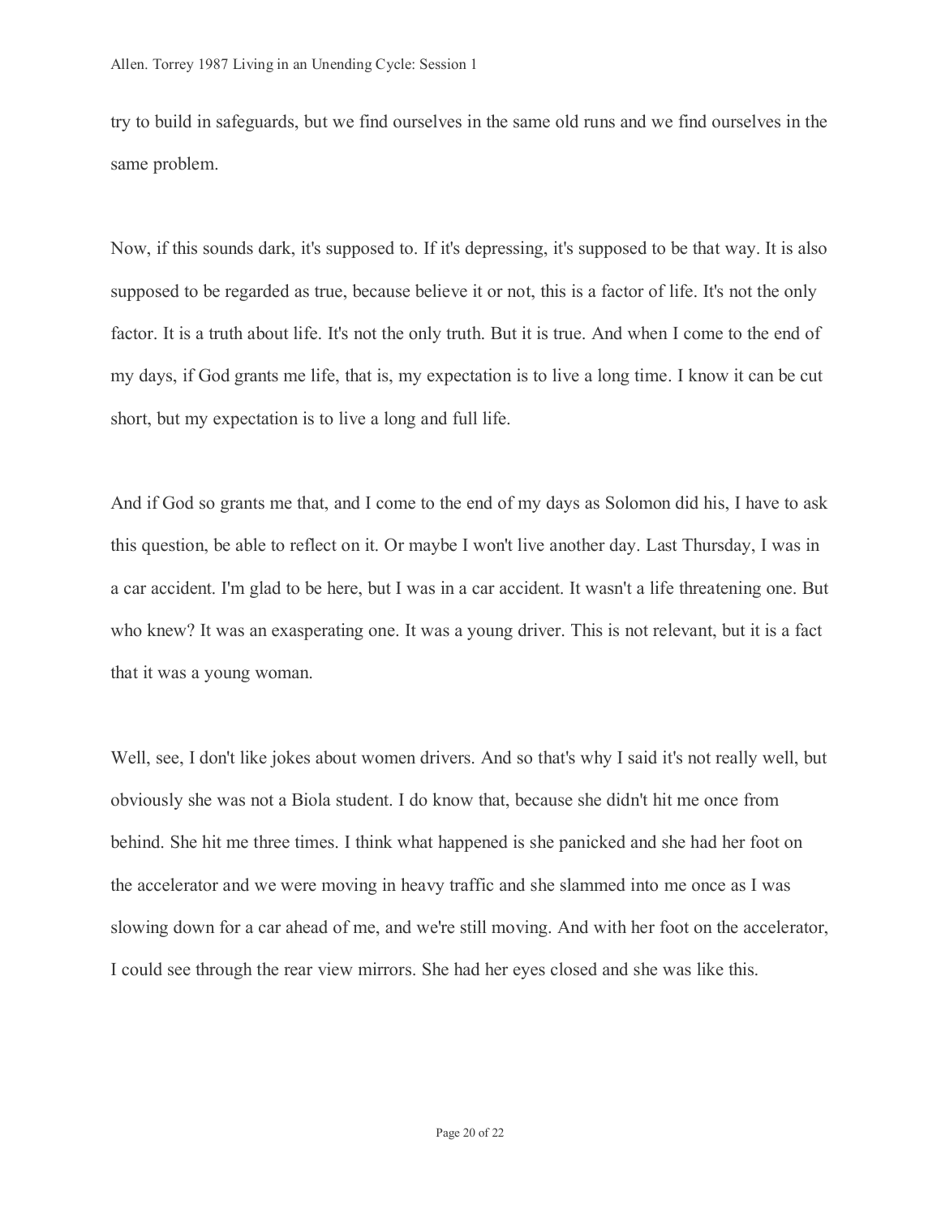try to build in safeguards, but we find ourselves in the same old runs and we find ourselves in the same problem.

Now, if this sounds dark, it's supposed to. If it's depressing, it's supposed to be that way. It is also supposed to be regarded as true, because believe it or not, this is a factor of life. It's not the only factor. It is a truth about life. It's not the only truth. But it is true. And when I come to the end of my days, if God grants me life, that is, my expectation is to live a long time. I know it can be cut short, but my expectation is to live a long and full life.

And if God so grants me that, and I come to the end of my days as Solomon did his, I have to ask this question, be able to reflect on it. Or maybe I won't live another day. Last Thursday, I was in a car accident. I'm glad to be here, but I was in a car accident. It wasn't a life threatening one. But who knew? It was an exasperating one. It was a young driver. This is not relevant, but it is a fact that it was a young woman.

Well, see, I don't like jokes about women drivers. And so that's why I said it's not really well, but obviously she was not a Biola student. I do know that, because she didn't hit me once from behind. She hit me three times. I think what happened is she panicked and she had her foot on the accelerator and we were moving in heavy traffic and she slammed into me once as I was slowing down for a car ahead of me, and we're still moving. And with her foot on the accelerator, I could see through the rear view mirrors. She had her eyes closed and she was like this.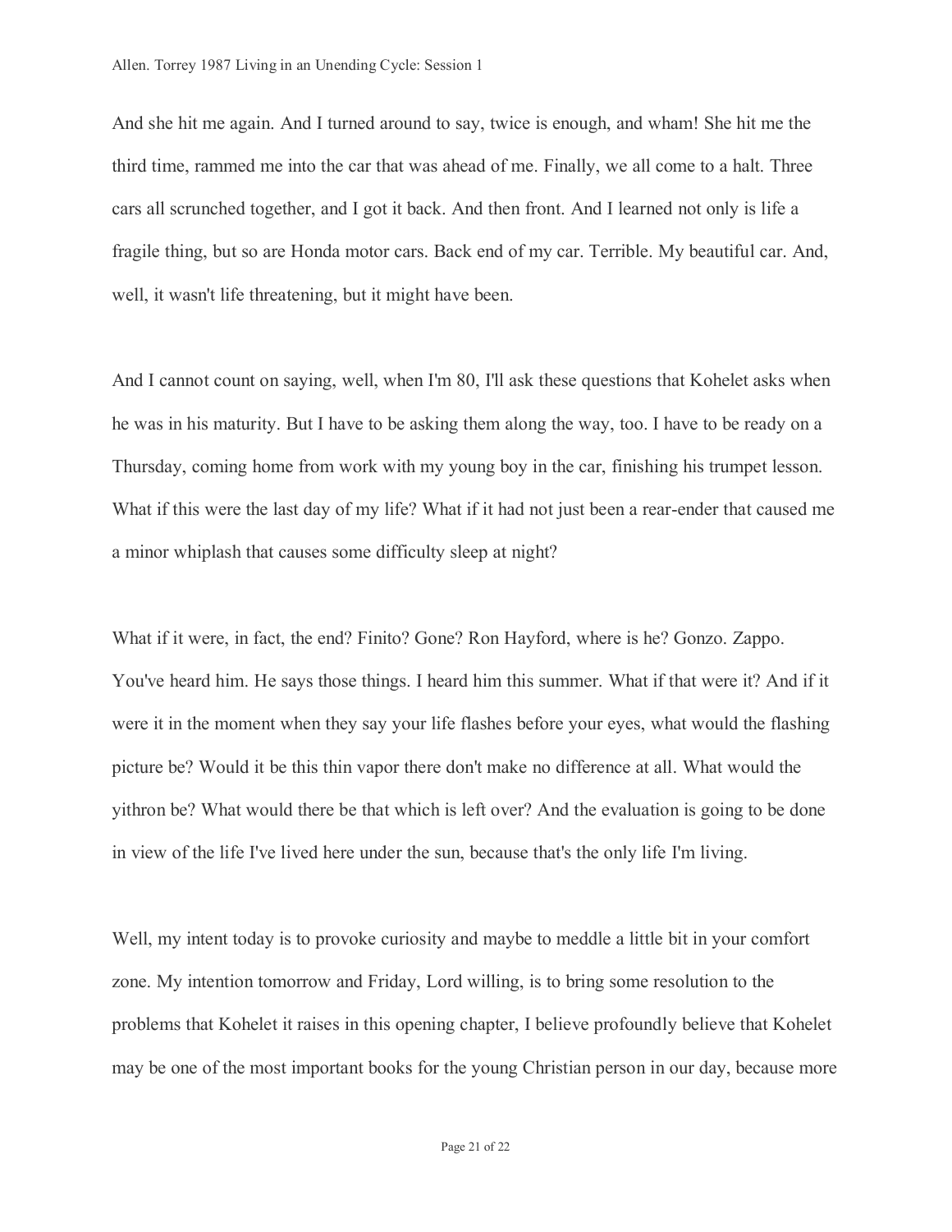And she hit me again. And I turned around to say, twice is enough, and wham! She hit me the third time, rammed me into the car that was ahead of me. Finally, we all come to a halt. Three cars all scrunched together, and I got it back. And then front. And I learned not only is life a fragile thing, but so are Honda motor cars. Back end of my car. Terrible. My beautiful car. And, well, it wasn't life threatening, but it might have been.

And I cannot count on saying, well, when I'm 80, I'll ask these questions that Kohelet asks when he was in his maturity. But I have to be asking them along the way, too. I have to be ready on a Thursday, coming home from work with my young boy in the car, finishing his trumpet lesson. What if this were the last day of my life? What if it had not just been a rear-ender that caused me a minor whiplash that causes some difficulty sleep at night?

What if it were, in fact, the end? Finito? Gone? Ron Hayford, where is he? Gonzo. Zappo. You've heard him. He says those things. I heard him this summer. What if that were it? And if it were it in the moment when they say your life flashes before your eyes, what would the flashing picture be? Would it be this thin vapor there don't make no difference at all. What would the yithron be? What would there be that which is left over? And the evaluation is going to be done in view of the life I've lived here under the sun, because that's the only life I'm living.

Well, my intent today is to provoke curiosity and maybe to meddle a little bit in your comfort zone. My intention tomorrow and Friday, Lord willing, is to bring some resolution to the problems that Kohelet it raises in this opening chapter, I believe profoundly believe that Kohelet may be one of the most important books for the young Christian person in our day, because more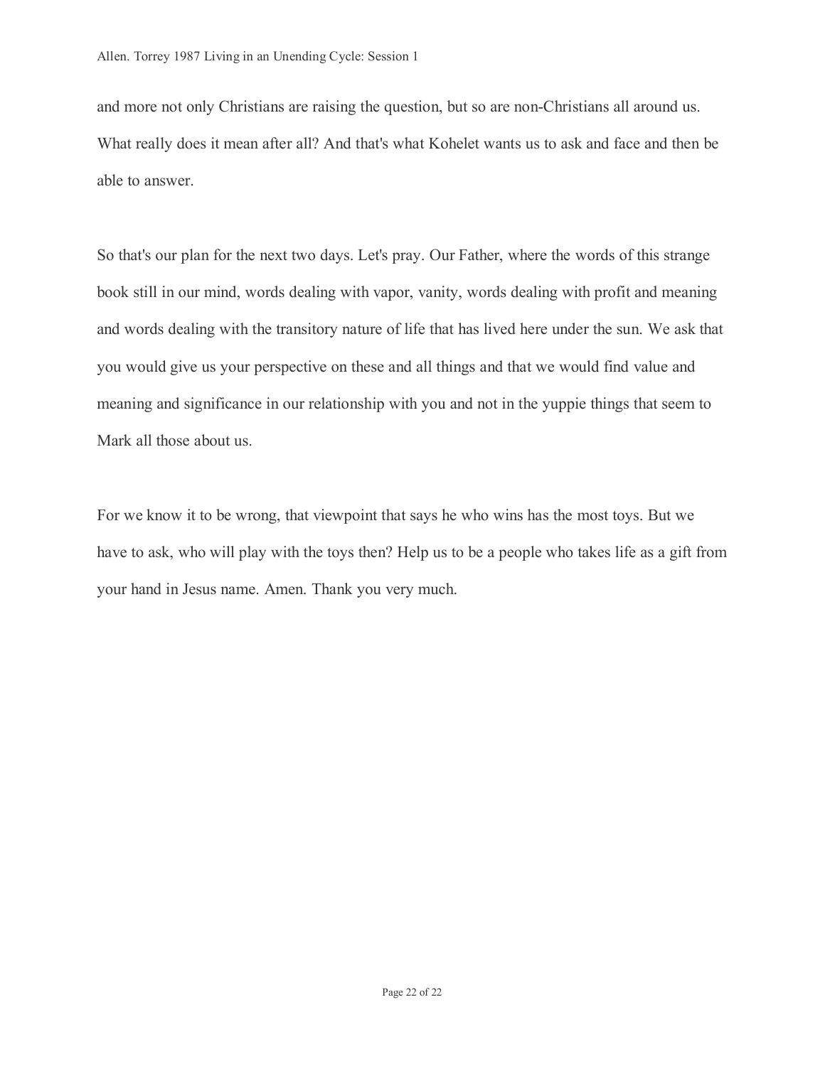and more not only Christians are raising the question, but so are non-Christians all around us. What really does it mean after all? And that's what Kohelet wants us to ask and face and then be able to answer.

So that's our plan for the next two days. Let's pray. Our Father, where the words of this strange book still in our mind, words dealing with vapor, vanity, words dealing with profit and meaning and words dealing with the transitory nature of life that has lived here under the sun. We ask that you would give us your perspective on these and all things and that we would find value and meaning and significance in our relationship with you and not in the yuppie things that seem to Mark all those about us.

For we know it to be wrong, that viewpoint that says he who wins has the most toys. But we have to ask, who will play with the toys then? Help us to be a people who takes life as a gift from your hand in Jesus name. Amen. Thank you very much.